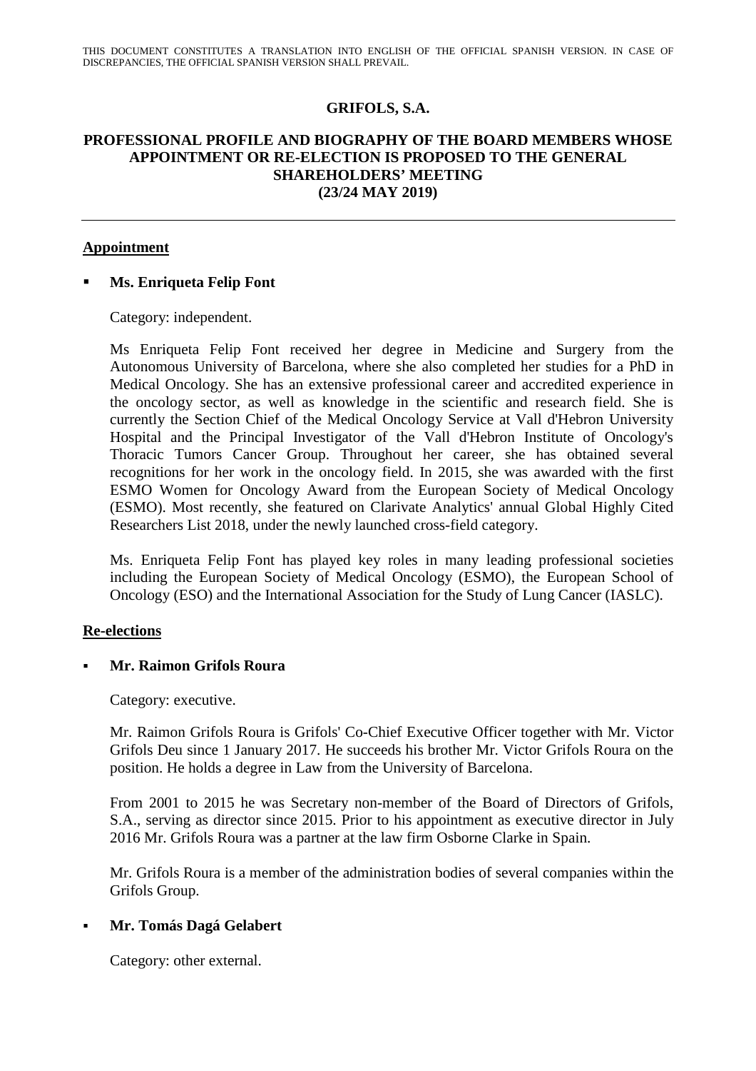THIS DOCUMENT CONSTITUTES A TRANSLATION INTO ENGLISH OF THE OFFICIAL SPANISH VERSION. IN CASE OF DISCREPANCIES, THE OFFICIAL SPANISH VERSION SHALL PREVAIL.

# GRIFOLS, S.A.

## PROFESSIONAL PROFILE AND BIOGRAPHY OF THE BOARD MEMBERS WHOSE APPOINTMENT OR RE-ELECTION IS PROPOSED TO THE GENERAL SHAREHOLDERS' MEETING (23/24 MAY 2019)

---

### Appointment

- **Ms. Enriqueta Felip Font**

  Category: independent.

  Ms Enriqueta Felip Font received her degree in Medicine and Surgery from the Autonomous University of Barcelona, where she also completed her studies for a PhD in Medical Oncology. She has an extensive professional career and accredited experience in the oncology sector, as well as knowledge in the scientific and research field. She is currently the Section Chief of the Medical Oncology Service at Vall d'Hebron University Hospital and the Principal Investigator of the Vall d'Hebron Institute of Oncology's Thoracic Tumors Cancer Group. Throughout her career, she has obtained several recognitions for her work in the oncology field. In 2015, she was awarded with the first ESMO Women for Oncology Award from the European Society of Medical Oncology (ESMO). Most recently, she featured on Clarivate Analytics' annual Global Highly Cited Researchers List 2018, under the newly launched cross-field category.

  Ms. Enriqueta Felip Font has played key roles in many leading professional societies including the European Society of Medical Oncology (ESMO), the European School of Oncology (ESO) and the International Association for the Study of Lung Cancer (IASLC).

### Re-elections

- **Mr. Raimon Grifols Roura**

  Category: executive.

  Mr. Raimon Grifols Roura is Grifols' Co-Chief Executive Officer together with Mr. Victor Grifols Deu since 1 January 2017. He succeeds his brother Mr. Victor Grifols Roura on the position. He holds a degree in Law from the University of Barcelona.

  From 2001 to 2015 he was Secretary non-member of the Board of Directors of Grifols, S.A., serving as director since 2015. Prior to his appointment as executive director in July 2016 Mr. Grifols Roura was a partner at the law firm Osborne Clarke in Spain.

  Mr. Grifols Roura is a member of the administration bodies of several companies within the Grifols Group.

- **Mr. Tomás Dagá Gelabert**

  Category: other external.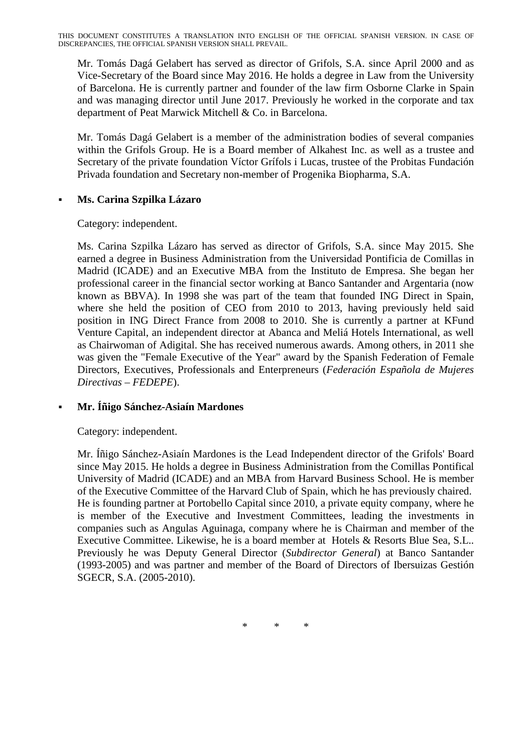Mr. Tomás Dagá Gelabert has served as director of Grifols, S.A. since April 2000 and as Vice-Secretary of the Board since May 2016. He holds a degree in Law from the University of Barcelona. He is currently partner and founder of the law firm Osborne Clarke in Spain and was managing director until June 2017. Previously he worked in the corporate and tax department of Peat Marwick Mitchell & Co. in Barcelona.

Mr. Tomás Dagá Gelabert is a member of the administration bodies of several companies within the Grifols Group. He is a Board member of Alkahest Inc. as well as a trustee and Secretary of the private foundation Víctor Grífols i Lucas, trustee of the Probitas Fundación Privada foundation and Secretary non-member of Progenika Biopharma, S.A.

- **Ms. Carina Szpilka Lázaro**

  Category: independent.

  Ms. Carina Szpilka Lázaro has served as director of Grifols, S.A. since May 2015. She earned a degree in Business Administration from the Universidad Pontificia de Comillas in Madrid (ICADE) and an Executive MBA from the Instituto de Empresa. She began her professional career in the financial sector working at Banco Santander and Argentaria (now known as BBVA). In 1998 she was part of the team that founded ING Direct in Spain, where she held the position of CEO from 2010 to 2013, having previously held said position in ING Direct France from 2008 to 2010. She is currently a partner at KFund Venture Capital, an independent director at Abanca and Meliá Hotels International, as well as Chairwoman of Adigital. She has received numerous awards. Among others, in 2011 she was given the "Female Executive of the Year" award by the Spanish Federation of Female Directors, Executives, Professionals and Enterpreneurs (*Federación Española de Mujeres Directivas – FEDEPE*).

- **Mr. Íñigo Sánchez-Asiaín Mardones**

  Category: independent.

  Mr. Íñigo Sánchez-Asiaín Mardones is the Lead Independent director of the Grifols' Board since May 2015. He holds a degree in Business Administration from the Comillas Pontifical University of Madrid (ICADE) and an MBA from Harvard Business School. He is member of the Executive Committee of the Harvard Club of Spain, which he has previously chaired. He is founding partner at Portobello Capital since 2010, a private equity company, where he is member of the Executive and Investment Committees, leading the investments in companies such as Angulas Aguinaga, company where he is Chairman and member of the Executive Committee. Likewise, he is a board member at Hotels & Resorts Blue Sea, S.L.. Previously he was Deputy General Director (*Subdirector General*) at Banco Santander (1993-2005) and was partner and member of the Board of Directors of Ibersuizas Gestión SGECR, S.A. (2005-2010).

\* \* \*